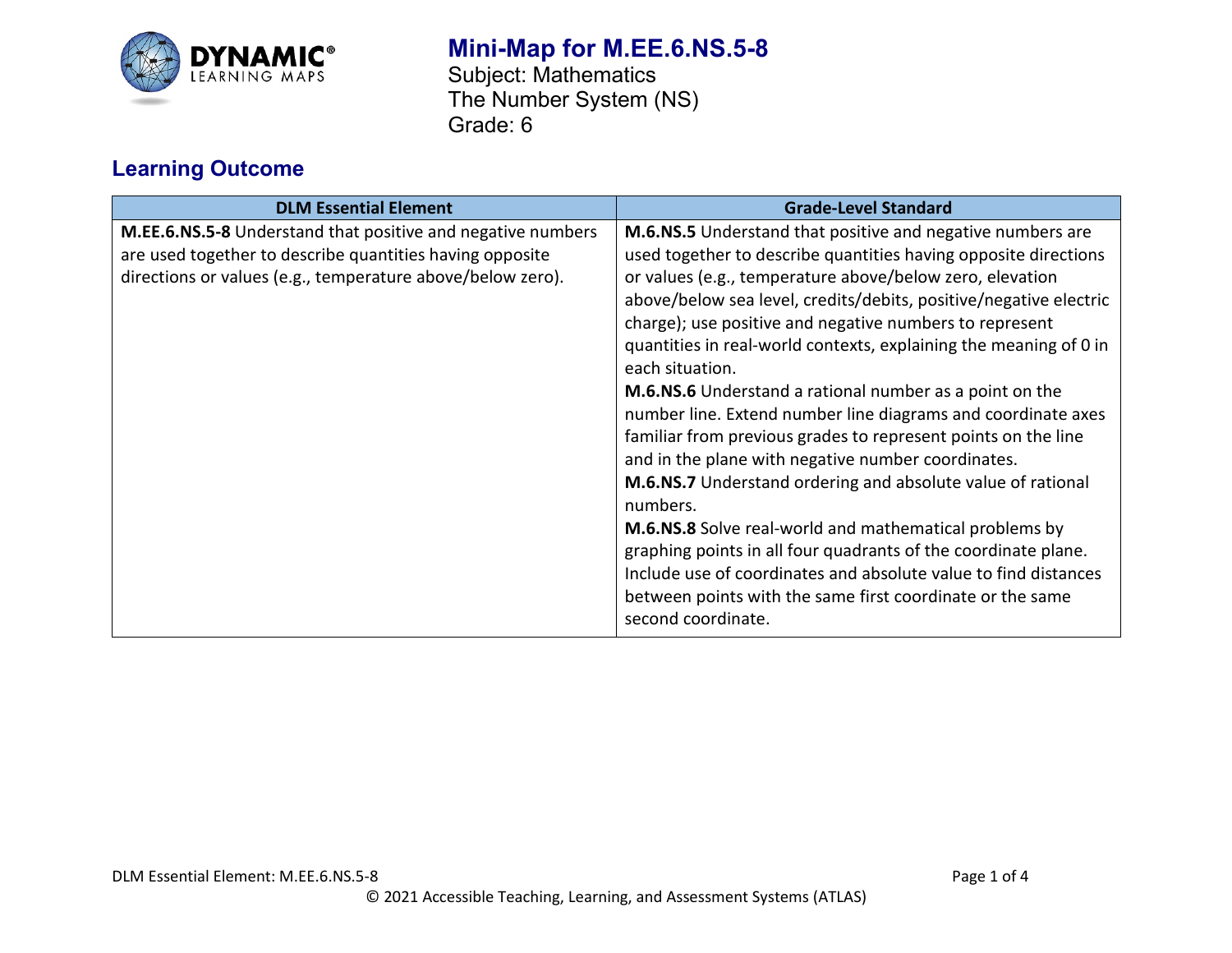# Mini-Map for M.EE.6.NS.5-8

Subject: Mathematics
The Number System (NS)
Grade: 6

## Learning Outcome

| DLM Essential Element | Grade-Level Standard |
|---|---|
| **M.EE.6.NS.5-8** Understand that positive and negative numbers are used together to describe quantities having opposite directions or values (e.g., temperature above/below zero). | **M.6.NS.5** Understand that positive and negative numbers are used together to describe quantities having opposite directions or values (e.g., temperature above/below zero, elevation above/below sea level, credits/debits, positive/negative electric charge); use positive and negative numbers to represent quantities in real-world contexts, explaining the meaning of 0 in each situation.<br>**M.6.NS.6** Understand a rational number as a point on the number line. Extend number line diagrams and coordinate axes familiar from previous grades to represent points on the line and in the plane with negative number coordinates.<br>**M.6.NS.7** Understand ordering and absolute value of rational numbers.<br>**M.6.NS.8** Solve real-world and mathematical problems by graphing points in all four quadrants of the coordinate plane. Include use of coordinates and absolute value to find distances between points with the same first coordinate or the same second coordinate. |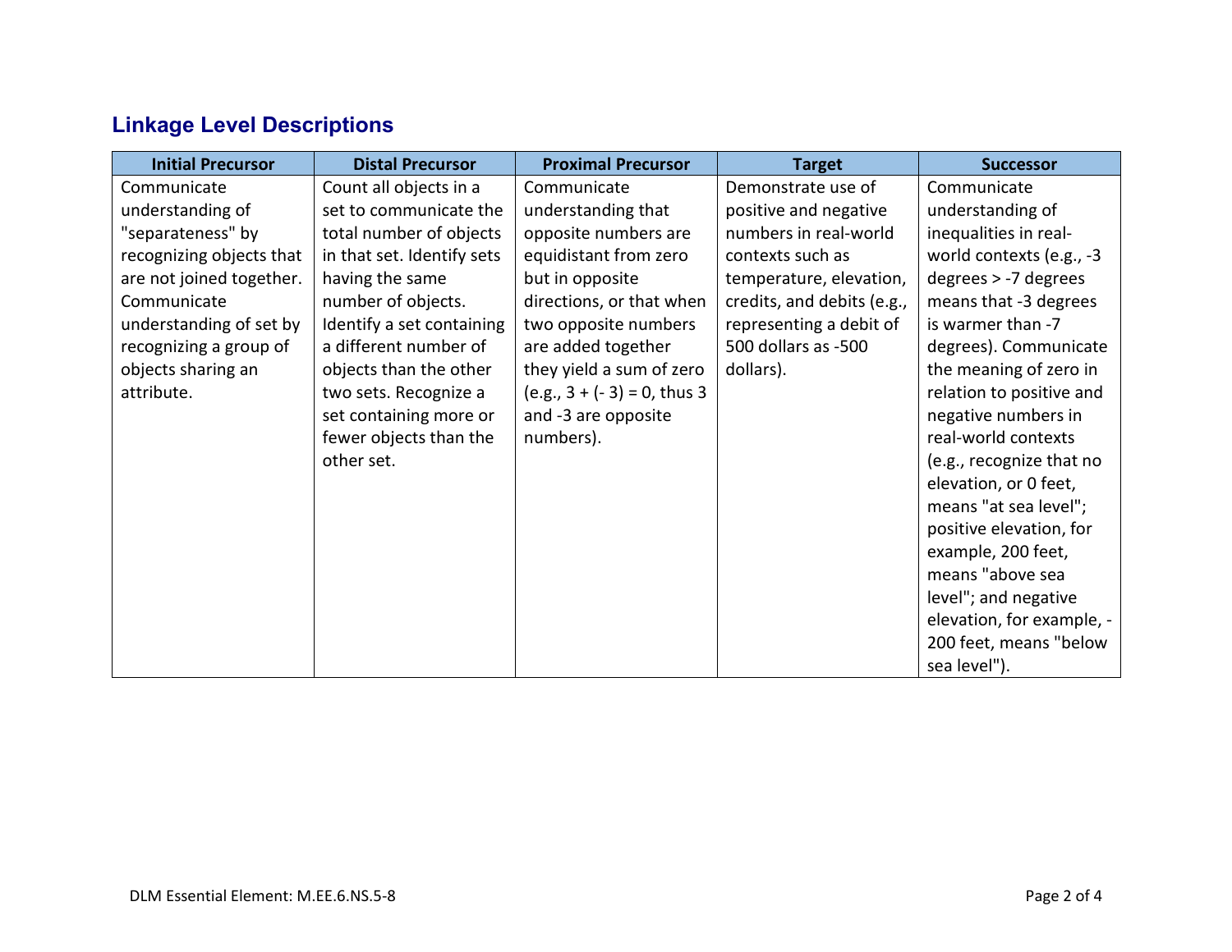## Linkage Level Descriptions

| Initial Precursor | Distal Precursor | Proximal Precursor | Target | Successor |
|---|---|---|---|---|
| Communicate understanding of "separateness" by recognizing objects that are not joined together. Communicate understanding of set by recognizing a group of objects sharing an attribute. | Count all objects in a set to communicate the total number of objects in that set. Identify sets having the same number of objects. Identify a set containing a different number of objects than the other two sets. Recognize a set containing more or fewer objects than the other set. | Communicate understanding that opposite numbers are equidistant from zero but in opposite directions, or that when two opposite numbers are added together they yield a sum of zero (e.g., 3 + (- 3) = 0, thus 3 and -3 are opposite numbers). | Demonstrate use of positive and negative numbers in real-world contexts such as temperature, elevation, credits, and debits (e.g., representing a debit of 500 dollars as -500 dollars). | Communicate understanding of inequalities in real-world contexts (e.g., -3 degrees > -7 degrees means that -3 degrees is warmer than -7 degrees). Communicate the meaning of zero in relation to positive and negative numbers in real-world contexts (e.g., recognize that no elevation, or 0 feet, means "at sea level"; positive elevation, for example, 200 feet, means "above sea level"; and negative elevation, for example, -200 feet, means "below sea level"). |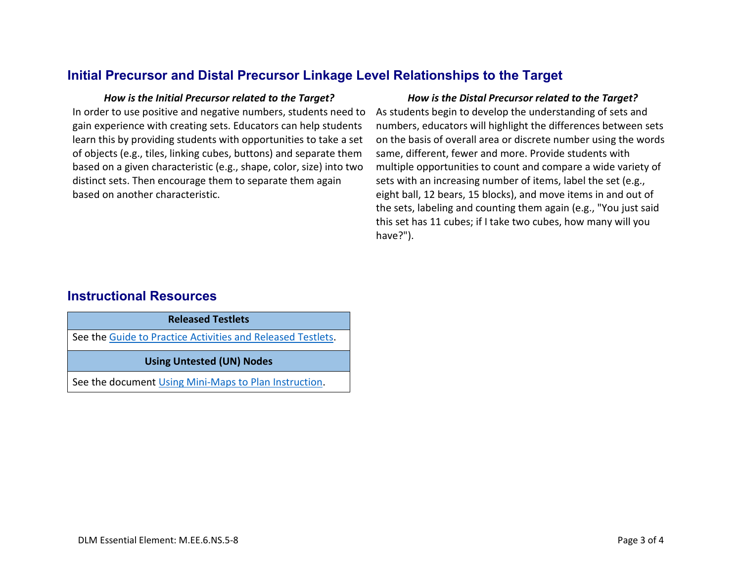## Initial Precursor and Distal Precursor Linkage Level Relationships to the Target

***How is the Initial Precursor related to the Target?***

In order to use positive and negative numbers, students need to gain experience with creating sets. Educators can help students learn this by providing students with opportunities to take a set of objects (e.g., tiles, linking cubes, buttons) and separate them based on a given characteristic (e.g., shape, color, size) into two distinct sets. Then encourage them to separate them again based on another characteristic.

***How is the Distal Precursor related to the Target?***

As students begin to develop the understanding of sets and numbers, educators will highlight the differences between sets on the basis of overall area or discrete number using the words same, different, fewer and more. Provide students with multiple opportunities to count and compare a wide variety of sets with an increasing number of items, label the set (e.g., eight ball, 12 bears, 15 blocks), and move items in and out of the sets, labeling and counting them again (e.g., "You just said this set has 11 cubes; if I take two cubes, how many will you have?").

## Instructional Resources

| **Released Testlets** |
|---|
| See the Guide to Practice Activities and Released Testlets. |
| **Using Untested (UN) Nodes** |
| See the document Using Mini-Maps to Plan Instruction. |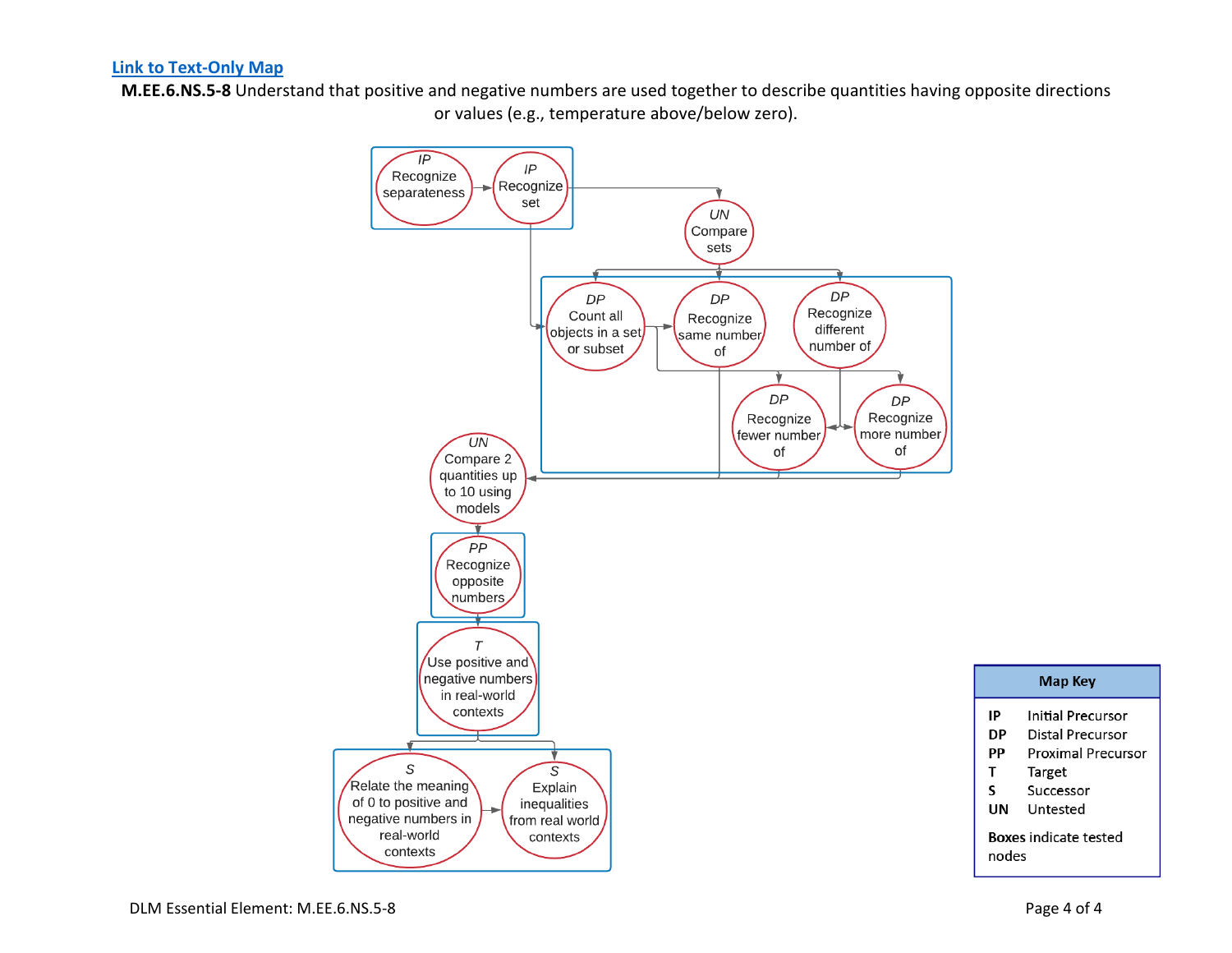[Link to Text-Only Map]

**M.EE.6.NS.5-8** Understand that positive and negative numbers are used together to describe quantities having opposite directions or values (e.g., temperature above/below zero).

IP
Recognize separateness

IP
Recognize set

UN
Compare sets

DP
Count all objects in a set or subset

DP
Recognize same number of

DP
Recognize different number of

DP
Recognize fewer number of

DP
Recognize more number of

UN
Compare 2 quantities up to 10 using models

PP
Recognize opposite numbers

T
Use positive and negative numbers in real-world contexts

S
Relate the meaning of 0 to positive and negative numbers in real-world contexts

S
Explain inequalities from real world contexts

| Map Key | |
|---|---|
| **IP** | Initial Precursor |
| **DP** | Distal Precursor |
| **PP** | Proximal Precursor |
| **T** | Target |
| **S** | Successor |
| **UN** | Untested |

**Boxes** indicate tested nodes

DLM Essential Element: M.EE.6.NS.5-8